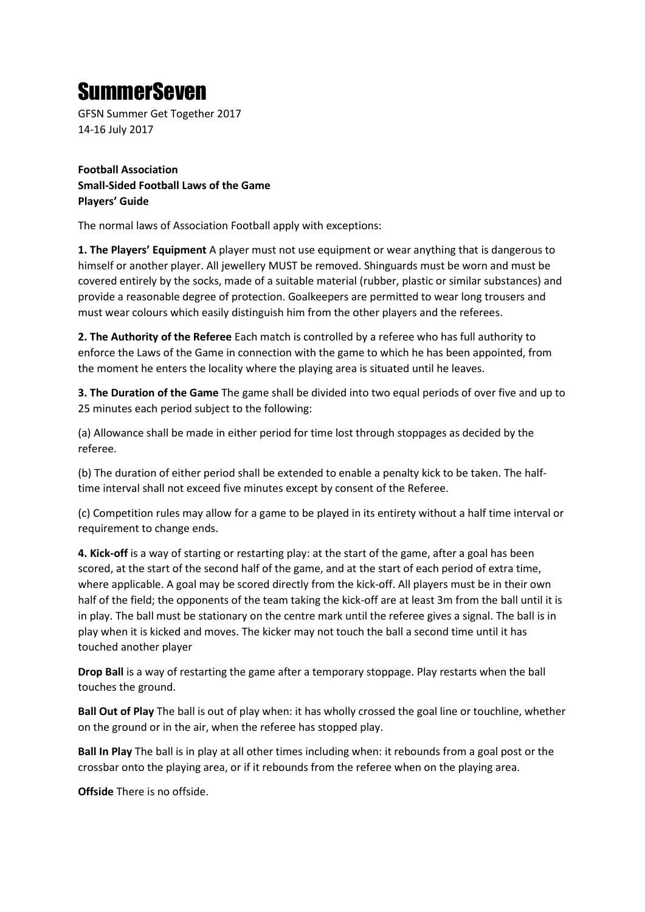# SummerSeven

GFSN Summer Get Together 2017
14-16 July 2017

**Football Association**
**Small-Sided Football Laws of the Game**
**Players' Guide**

The normal laws of Association Football apply with exceptions:

**1. The Players' Equipment** A player must not use equipment or wear anything that is dangerous to himself or another player. All jewellery MUST be removed. Shinguards must be worn and must be covered entirely by the socks, made of a suitable material (rubber, plastic or similar substances) and provide a reasonable degree of protection. Goalkeepers are permitted to wear long trousers and must wear colours which easily distinguish him from the other players and the referees.

**2. The Authority of the Referee** Each match is controlled by a referee who has full authority to enforce the Laws of the Game in connection with the game to which he has been appointed, from the moment he enters the locality where the playing area is situated until he leaves.

**3. The Duration of the Game** The game shall be divided into two equal periods of over five and up to 25 minutes each period subject to the following:

(a) Allowance shall be made in either period for time lost through stoppages as decided by the referee.

(b) The duration of either period shall be extended to enable a penalty kick to be taken. The half-time interval shall not exceed five minutes except by consent of the Referee.

(c) Competition rules may allow for a game to be played in its entirety without a half time interval or requirement to change ends.

**4. Kick-off** is a way of starting or restarting play: at the start of the game, after a goal has been scored, at the start of the second half of the game, and at the start of each period of extra time, where applicable. A goal may be scored directly from the kick-off. All players must be in their own half of the field; the opponents of the team taking the kick-off are at least 3m from the ball until it is in play. The ball must be stationary on the centre mark until the referee gives a signal. The ball is in play when it is kicked and moves. The kicker may not touch the ball a second time until it has touched another player

**Drop Ball** is a way of restarting the game after a temporary stoppage. Play restarts when the ball touches the ground.

**Ball Out of Play** The ball is out of play when: it has wholly crossed the goal line or touchline, whether on the ground or in the air, when the referee has stopped play.

**Ball In Play** The ball is in play at all other times including when: it rebounds from a goal post or the crossbar onto the playing area, or if it rebounds from the referee when on the playing area.

**Offside** There is no offside.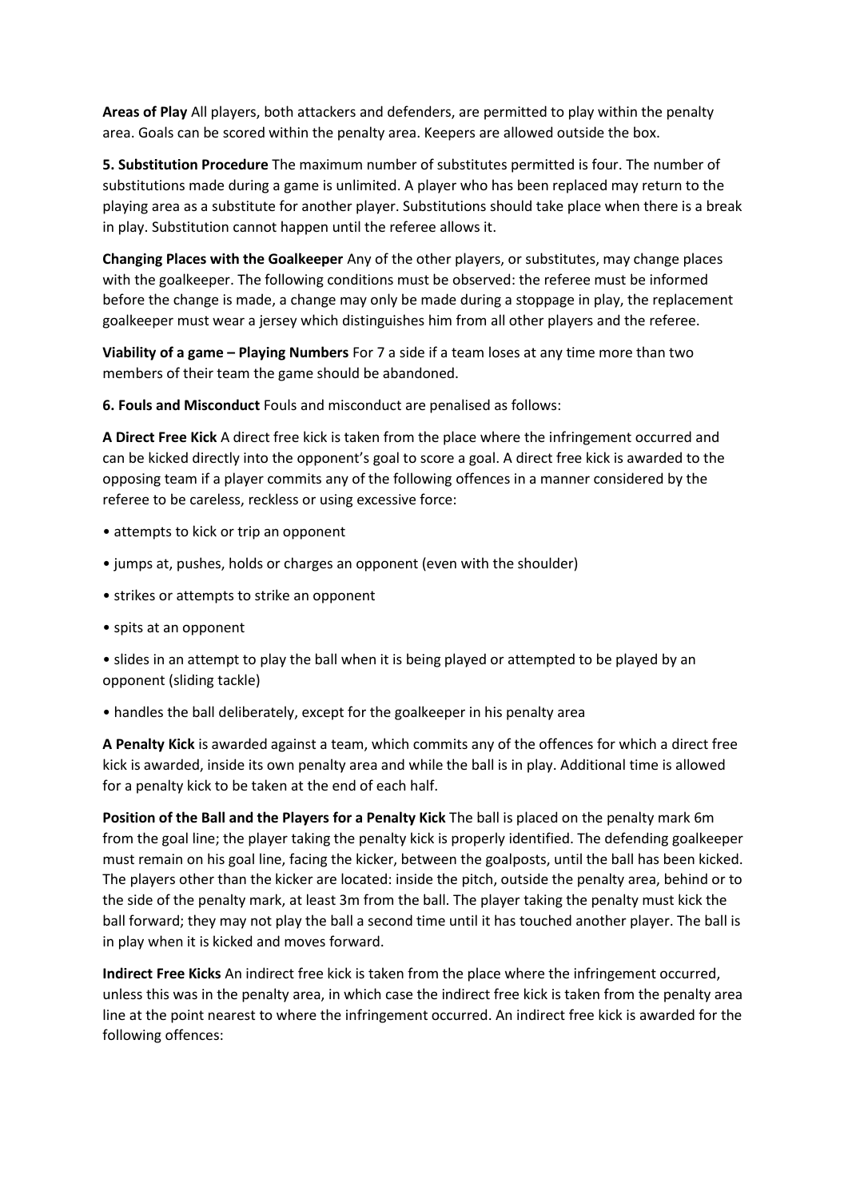**Areas of Play** All players, both attackers and defenders, are permitted to play within the penalty area. Goals can be scored within the penalty area. Keepers are allowed outside the box.

**5. Substitution Procedure** The maximum number of substitutes permitted is four. The number of substitutions made during a game is unlimited. A player who has been replaced may return to the playing area as a substitute for another player. Substitutions should take place when there is a break in play. Substitution cannot happen until the referee allows it.

**Changing Places with the Goalkeeper** Any of the other players, or substitutes, may change places with the goalkeeper. The following conditions must be observed: the referee must be informed before the change is made, a change may only be made during a stoppage in play, the replacement goalkeeper must wear a jersey which distinguishes him from all other players and the referee.

**Viability of a game – Playing Numbers** For 7 a side if a team loses at any time more than two members of their team the game should be abandoned.

**6. Fouls and Misconduct** Fouls and misconduct are penalised as follows:

**A Direct Free Kick** A direct free kick is taken from the place where the infringement occurred and can be kicked directly into the opponent's goal to score a goal. A direct free kick is awarded to the opposing team if a player commits any of the following offences in a manner considered by the referee to be careless, reckless or using excessive force:

- attempts to kick or trip an opponent
- jumps at, pushes, holds or charges an opponent (even with the shoulder)
- strikes or attempts to strike an opponent
- spits at an opponent
- slides in an attempt to play the ball when it is being played or attempted to be played by an opponent (sliding tackle)
- handles the ball deliberately, except for the goalkeeper in his penalty area

**A Penalty Kick** is awarded against a team, which commits any of the offences for which a direct free kick is awarded, inside its own penalty area and while the ball is in play. Additional time is allowed for a penalty kick to be taken at the end of each half.

**Position of the Ball and the Players for a Penalty Kick** The ball is placed on the penalty mark 6m from the goal line; the player taking the penalty kick is properly identified. The defending goalkeeper must remain on his goal line, facing the kicker, between the goalposts, until the ball has been kicked. The players other than the kicker are located: inside the pitch, outside the penalty area, behind or to the side of the penalty mark, at least 3m from the ball. The player taking the penalty must kick the ball forward; they may not play the ball a second time until it has touched another player. The ball is in play when it is kicked and moves forward.

**Indirect Free Kicks** An indirect free kick is taken from the place where the infringement occurred, unless this was in the penalty area, in which case the indirect free kick is taken from the penalty area line at the point nearest to where the infringement occurred. An indirect free kick is awarded for the following offences: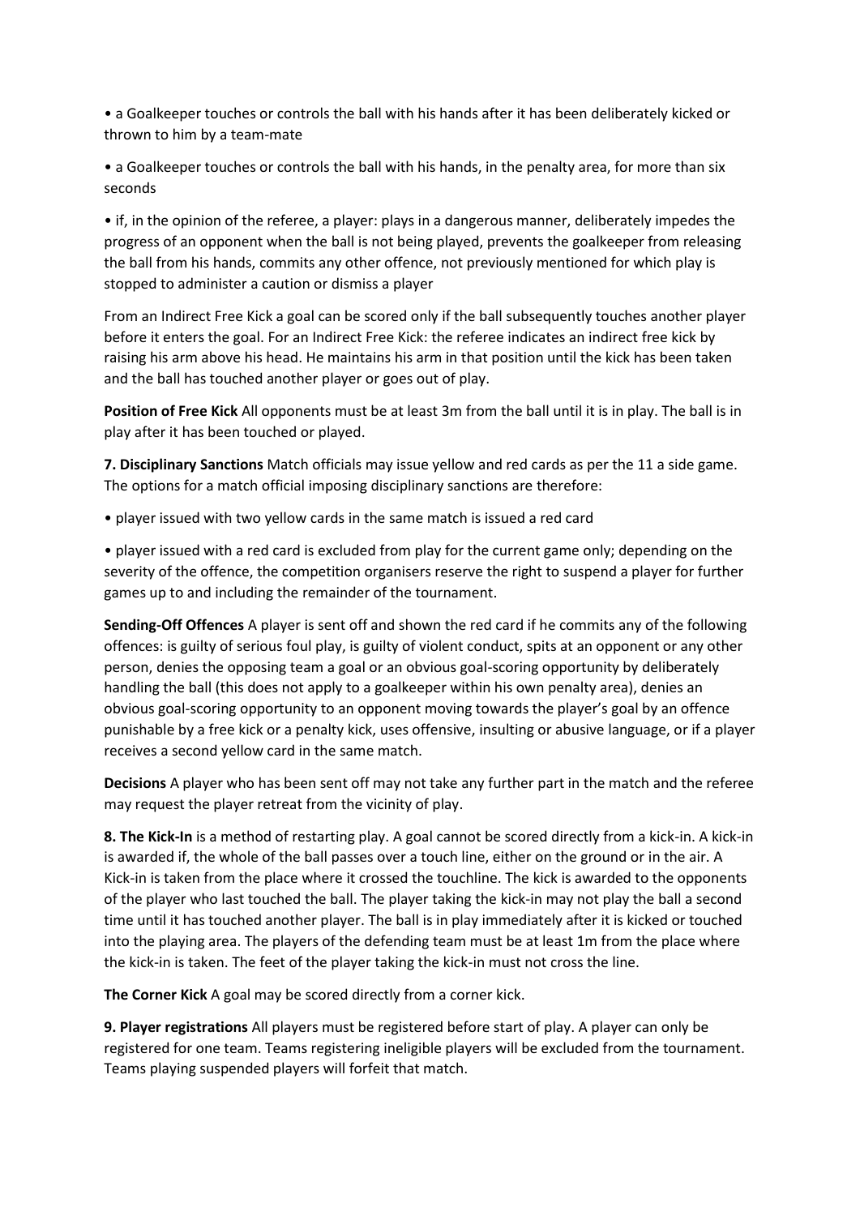- a Goalkeeper touches or controls the ball with his hands after it has been deliberately kicked or thrown to him by a team-mate
- a Goalkeeper touches or controls the ball with his hands, in the penalty area, for more than six seconds
- if, in the opinion of the referee, a player: plays in a dangerous manner, deliberately impedes the progress of an opponent when the ball is not being played, prevents the goalkeeper from releasing the ball from his hands, commits any other offence, not previously mentioned for which play is stopped to administer a caution or dismiss a player

From an Indirect Free Kick a goal can be scored only if the ball subsequently touches another player before it enters the goal. For an Indirect Free Kick: the referee indicates an indirect free kick by raising his arm above his head. He maintains his arm in that position until the kick has been taken and the ball has touched another player or goes out of play.

**Position of Free Kick** All opponents must be at least 3m from the ball until it is in play. The ball is in play after it has been touched or played.

**7. Disciplinary Sanctions** Match officials may issue yellow and red cards as per the 11 a side game. The options for a match official imposing disciplinary sanctions are therefore:

- player issued with two yellow cards in the same match is issued a red card
- player issued with a red card is excluded from play for the current game only; depending on the severity of the offence, the competition organisers reserve the right to suspend a player for further games up to and including the remainder of the tournament.

**Sending-Off Offences** A player is sent off and shown the red card if he commits any of the following offences: is guilty of serious foul play, is guilty of violent conduct, spits at an opponent or any other person, denies the opposing team a goal or an obvious goal-scoring opportunity by deliberately handling the ball (this does not apply to a goalkeeper within his own penalty area), denies an obvious goal-scoring opportunity to an opponent moving towards the player's goal by an offence punishable by a free kick or a penalty kick, uses offensive, insulting or abusive language, or if a player receives a second yellow card in the same match.

**Decisions** A player who has been sent off may not take any further part in the match and the referee may request the player retreat from the vicinity of play.

**8. The Kick-In** is a method of restarting play. A goal cannot be scored directly from a kick-in. A kick-in is awarded if, the whole of the ball passes over a touch line, either on the ground or in the air. A Kick-in is taken from the place where it crossed the touchline. The kick is awarded to the opponents of the player who last touched the ball. The player taking the kick-in may not play the ball a second time until it has touched another player. The ball is in play immediately after it is kicked or touched into the playing area. The players of the defending team must be at least 1m from the place where the kick-in is taken. The feet of the player taking the kick-in must not cross the line.

**The Corner Kick** A goal may be scored directly from a corner kick.

**9. Player registrations** All players must be registered before start of play. A player can only be registered for one team. Teams registering ineligible players will be excluded from the tournament. Teams playing suspended players will forfeit that match.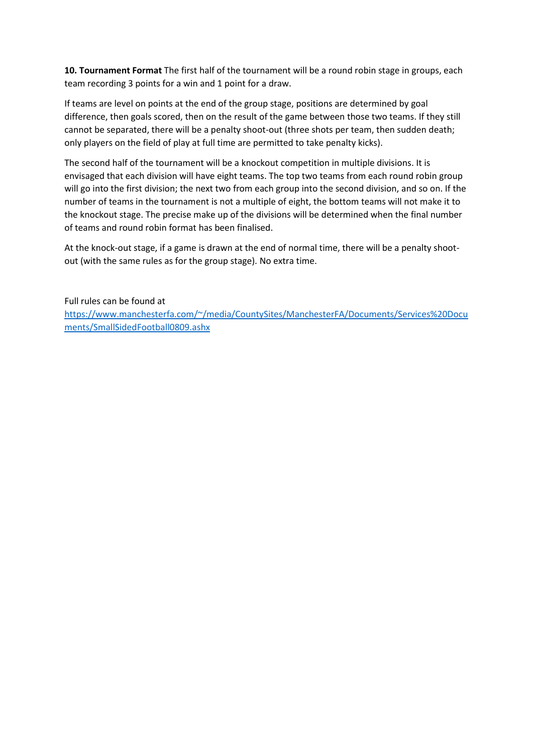**10. Tournament Format** The first half of the tournament will be a round robin stage in groups, each team recording 3 points for a win and 1 point for a draw.

If teams are level on points at the end of the group stage, positions are determined by goal difference, then goals scored, then on the result of the game between those two teams. If they still cannot be separated, there will be a penalty shoot-out (three shots per team, then sudden death; only players on the field of play at full time are permitted to take penalty kicks).

The second half of the tournament will be a knockout competition in multiple divisions. It is envisaged that each division will have eight teams. The top two teams from each round robin group will go into the first division; the next two from each group into the second division, and so on. If the number of teams in the tournament is not a multiple of eight, the bottom teams will not make it to the knockout stage. The precise make up of the divisions will be determined when the final number of teams and round robin format has been finalised.

At the knock-out stage, if a game is drawn at the end of normal time, there will be a penalty shoot-out (with the same rules as for the group stage). No extra time.

Full rules can be found at
[https://www.manchesterfa.com/~/media/CountySites/ManchesterFA/Documents/Services%20Documents/SmallSidedFootball0809.ashx](https://www.manchesterfa.com/~/media/CountySites/ManchesterFA/Documents/Services%20Documents/SmallSidedFootball0809.ashx)